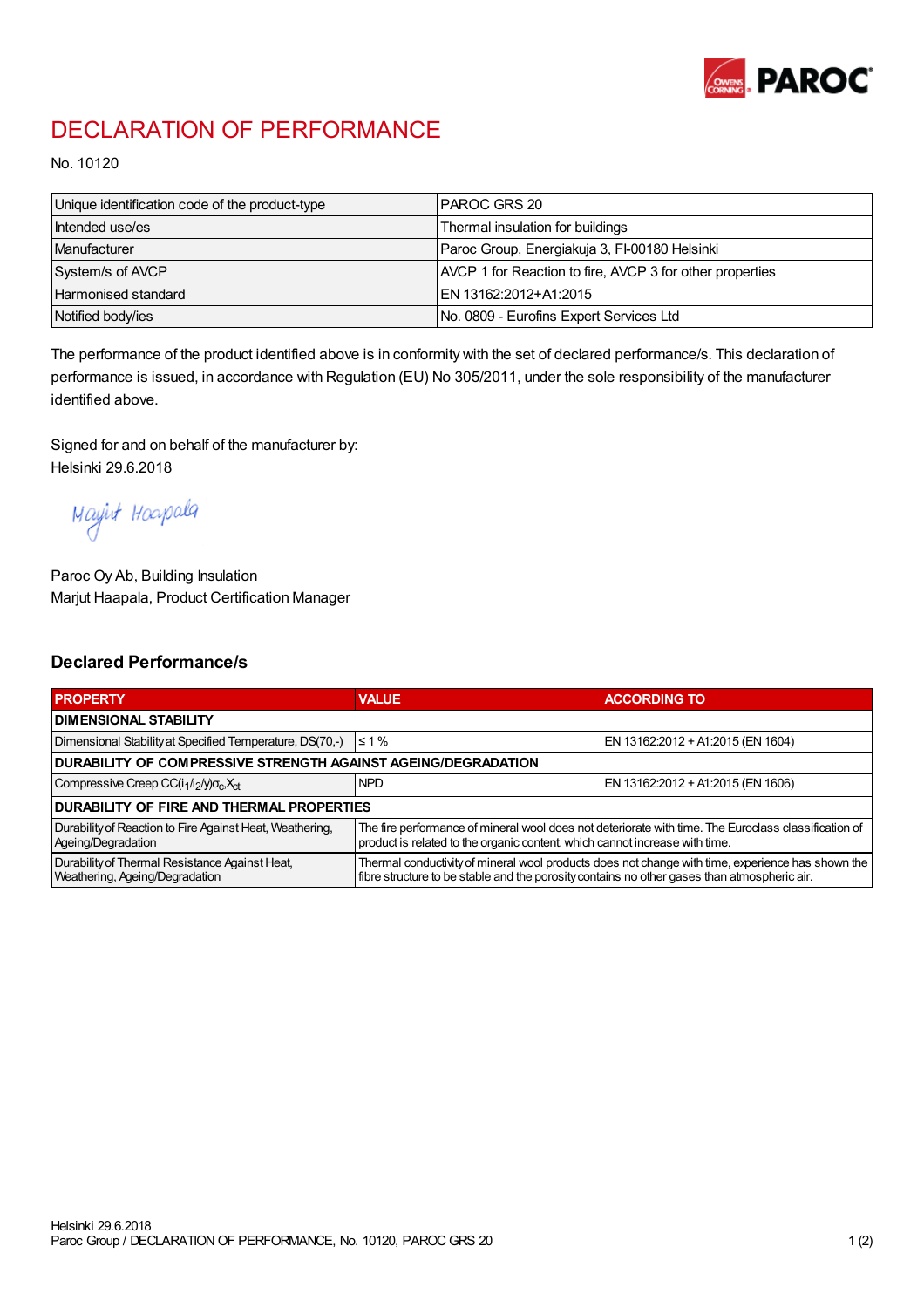# DECLARATION OF PERFORMANCE

No. 10120

| | |
|---|---|
| Unique identification code of the product-type | PAROC GRS 20 |
| Intended use/es | Thermal insulation for buildings |
| Manufacturer | Paroc Group, Energiakuja 3, FI-00180 Helsinki |
| System/s of AVCP | AVCP 1 for Reaction to fire, AVCP 3 for other properties |
| Harmonised standard | EN 13162:2012+A1:2015 |
| Notified body/ies | No. 0809 - Eurofins Expert Services Ltd |

The performance of the product identified above is in conformity with the set of declared performance/s. This declaration of performance is issued, in accordance with Regulation (EU) No 305/2011, under the sole responsibility of the manufacturer identified above.

Signed for and on behalf of the manufacturer by:
Helsinki 29.6.2018

Marjut Haapala

Paroc Oy Ab, Building Insulation
Marjut Haapala, Product Certification Manager

## Declared Performance/s

| PROPERTY | VALUE | ACCORDING TO |
|---|---|---|
| **DIMENSIONAL STABILITY** | | |
| Dimensional Stability at Specified Temperature, DS(70,-) | ≤ 1 % | EN 13162:2012 + A1:2015 (EN 1604) |
| **DURABILITY OF COMPRESSIVE STRENGTH AGAINST AGEING/DEGRADATION** | | |
| Compressive Creep $CC(i_1/i_2/y)\sigma_c X_{ct}$ | NPD | EN 13162:2012 + A1:2015 (EN 1606) |
| **DURABILITY OF FIRE AND THERMAL PROPERTIES** | | |
| Durability of Reaction to Fire Against Heat, Weathering, Ageing/Degradation | The fire performance of mineral wool does not deteriorate with time. The Euroclass classification of product is related to the organic content, which cannot increase with time. | |
| Durability of Thermal Resistance Against Heat, Weathering, Ageing/Degradation | Thermal conductivity of mineral wool products does not change with time, experience has shown the fibre structure to be stable and the porosity contains no other gases than atmospheric air. | |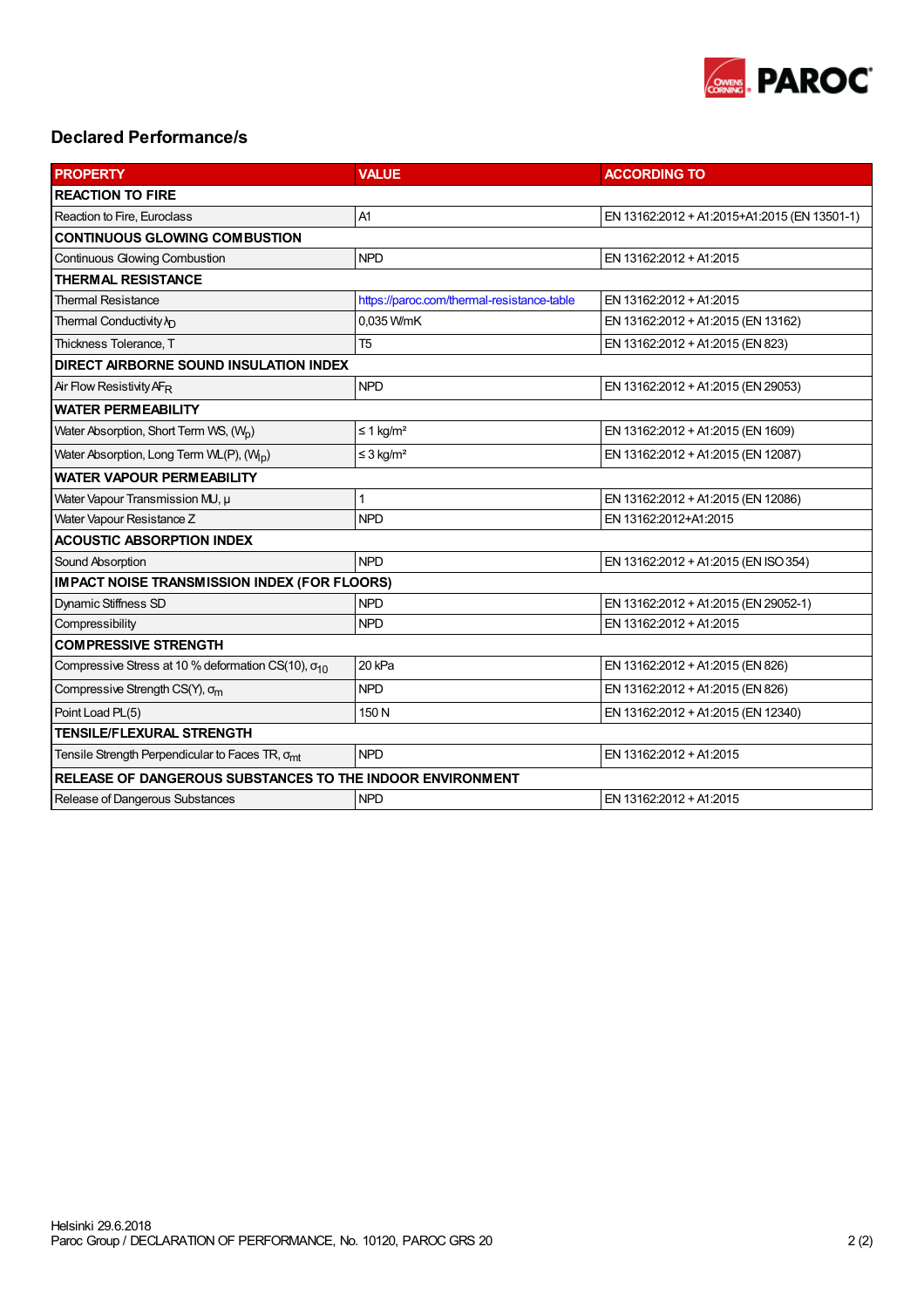## Declared Performance/s

| PROPERTY | VALUE | ACCORDING TO |
|---|---|---|
| **REACTION TO FIRE** | | |
| Reaction to Fire, Euroclass | A1 | EN 13162:2012 + A1:2015+A1:2015 (EN 13501-1) |
| **CONTINUOUS GLOWING COMBUSTION** | | |
| Continuous Glowing Combustion | NPD | EN 13162:2012 + A1:2015 |
| **THERMAL RESISTANCE** | | |
| Thermal Resistance | https://paroc.com/thermal-resistance-table | EN 13162:2012 + A1:2015 |
| Thermal Conductivity $\lambda_D$ | 0,035 W/mK | EN 13162:2012 + A1:2015 (EN 13162) |
| Thickness Tolerance, T | T5 | EN 13162:2012 + A1:2015 (EN 823) |
| **DIRECT AIRBORNE SOUND INSULATION INDEX** | | |
| Air Flow Resistivity $AF_R$ | NPD | EN 13162:2012 + A1:2015 (EN 29053) |
| **WATER PERMEABILITY** | | |
| Water Absorption, Short Term WS, ($W_p$) | ≤ 1 kg/m² | EN 13162:2012 + A1:2015 (EN 1609) |
| Water Absorption, Long Term WL(P), ($W_{lp}$) | ≤ 3 kg/m² | EN 13162:2012 + A1:2015 (EN 12087) |
| **WATER VAPOUR PERMEABILITY** | | |
| Water Vapour Transmission MU, µ | 1 | EN 13162:2012 + A1:2015 (EN 12086) |
| Water Vapour Resistance Z | NPD | EN 13162:2012+A1:2015 |
| **ACOUSTIC ABSORPTION INDEX** | | |
| Sound Absorption | NPD | EN 13162:2012 + A1:2015 (EN ISO 354) |
| **IMPACT NOISE TRANSMISSION INDEX (FOR FLOORS)** | | |
| Dynamic Stiffness SD | NPD | EN 13162:2012 + A1:2015 (EN 29052-1) |
| Compressibility | NPD | EN 13162:2012 + A1:2015 |
| **COMPRESSIVE STRENGTH** | | |
| Compressive Stress at 10 % deformation CS(10), $\sigma_{10}$ | 20 kPa | EN 13162:2012 + A1:2015 (EN 826) |
| Compressive Strength CS(Y), $\sigma_m$ | NPD | EN 13162:2012 + A1:2015 (EN 826) |
| Point Load PL(5) | 150 N | EN 13162:2012 + A1:2015 (EN 12340) |
| **TENSILE/FLEXURAL STRENGTH** | | |
| Tensile Strength Perpendicular to Faces TR, $\sigma_{mt}$ | NPD | EN 13162:2012 + A1:2015 |
| **RELEASE OF DANGEROUS SUBSTANCES TO THE INDOOR ENVIRONMENT** | | |
| Release of Dangerous Substances | NPD | EN 13162:2012 + A1:2015 |

Helsinki 29.6.2018
Paroc Group / DECLARATION OF PERFORMANCE, No. 10120, PAROC GRS 20